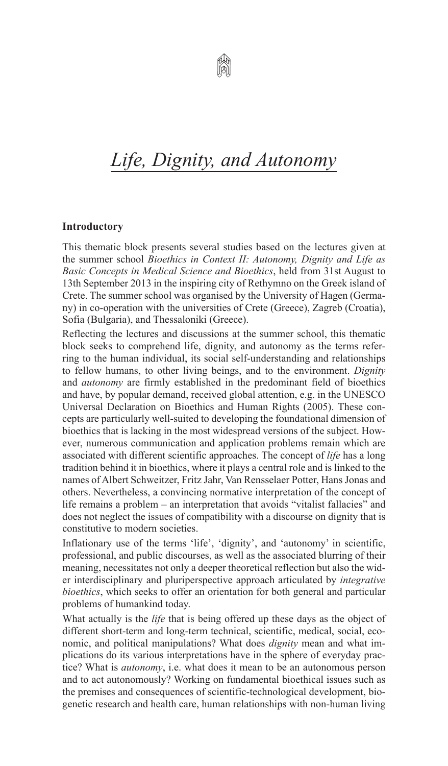# *Life, Dignity, and Autonomy*

**Introductory**

This thematic block presents several studies based on the lectures given at the summer school *Bioethics in Context II: Autonomy, Dignity and Life as Basic Concepts in Medical Science and Bioethics*, held from 31st August to 13th September 2013 in the inspiring city of Rethymno on the Greek island of Crete. The summer school was organised by the University of Hagen (Germany) in co-operation with the universities of Crete (Greece), Zagreb (Croatia), Sofia (Bulgaria), and Thessaloniki (Greece).

Reflecting the lectures and discussions at the summer school, this thematic block seeks to comprehend life, dignity, and autonomy as the terms referring to the human individual, its social self-understanding and relationships to fellow humans, to other living beings, and to the environment. *Dignity* and *autonomy* are firmly established in the predominant field of bioethics and have, by popular demand, received global attention, e.g. in the UNESCO Universal Declaration on Bioethics and Human Rights (2005). These concepts are particularly well-suited to developing the foundational dimension of bioethics that is lacking in the most widespread versions of the subject. However, numerous communication and application problems remain which are associated with different scientific approaches. The concept of *life* has a long tradition behind it in bioethics, where it plays a central role and is linked to the names of Albert Schweitzer, Fritz Jahr, Van Rensselaer Potter, Hans Jonas and others. Nevertheless, a convincing normative interpretation of the concept of life remains a problem – an interpretation that avoids "vitalist fallacies" and does not neglect the issues of compatibility with a discourse on dignity that is constitutive to modern societies.

Inflationary use of the terms 'life', 'dignity', and 'autonomy' in scientific, professional, and public discourses, as well as the associated blurring of their meaning, necessitates not only a deeper theoretical reflection but also the wider interdisciplinary and pluriperspective approach articulated by *integrative bioethics*, which seeks to offer an orientation for both general and particular problems of humankind today.

What actually is the *life* that is being offered up these days as the object of different short-term and long-term technical, scientific, medical, social, economic, and political manipulations? What does *dignity* mean and what implications do its various interpretations have in the sphere of everyday practice? What is *autonomy*, i.e. what does it mean to be an autonomous person and to act autonomously? Working on fundamental bioethical issues such as the premises and consequences of scientific-technological development, biogenetic research and health care, human relationships with non-human living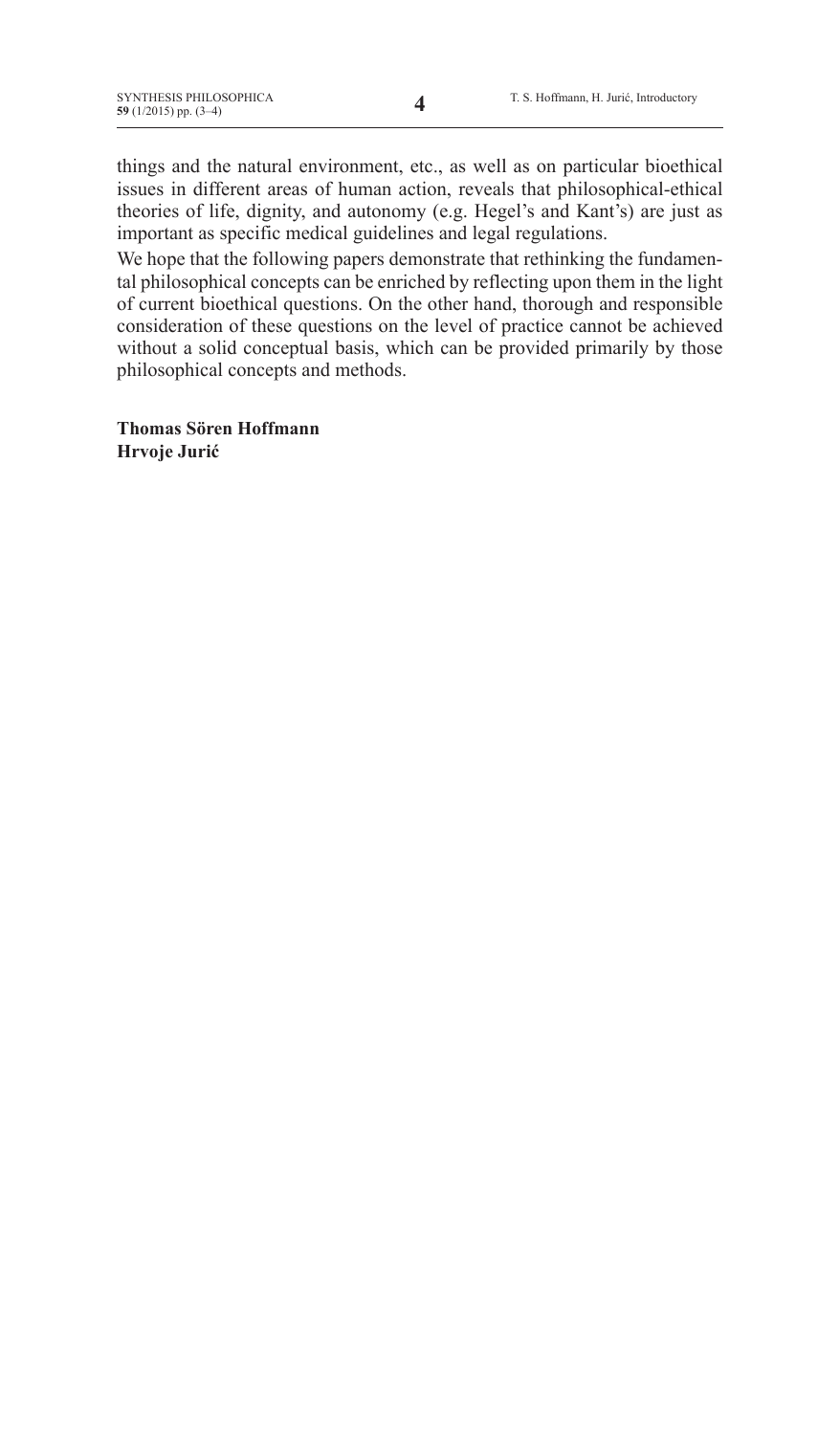things and the natural environment, etc., as well as on particular bioethical issues in different areas of human action, reveals that philosophical-ethical theories of life, dignity, and autonomy (e.g. Hegel's and Kant's) are just as important as specific medical guidelines and legal regulations.

We hope that the following papers demonstrate that rethinking the fundamental philosophical concepts can be enriched by reflecting upon them in the light of current bioethical questions. On the other hand, thorough and responsible consideration of these questions on the level of practice cannot be achieved without a solid conceptual basis, which can be provided primarily by those philosophical concepts and methods.

**Thomas Sören Hoffmann**
**Hrvoje Jurić**